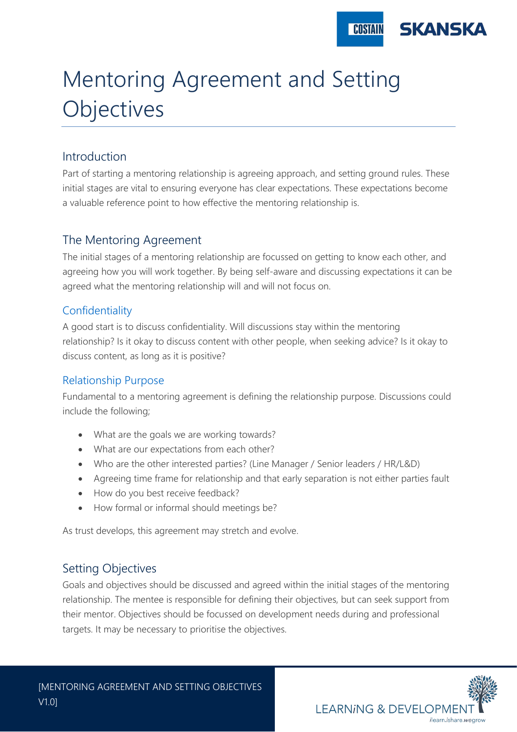# Mentoring Agreement and Setting Objectives

## Introduction

Part of starting a mentoring relationship is agreeing approach, and setting ground rules. These initial stages are vital to ensuring everyone has clear expectations. These expectations become a valuable reference point to how effective the mentoring relationship is.

## The Mentoring Agreement

The initial stages of a mentoring relationship are focussed on getting to know each other, and agreeing how you will work together. By being self-aware and discussing expectations it can be agreed what the mentoring relationship will and will not focus on.

### Confidentiality

A good start is to discuss confidentiality. Will discussions stay within the mentoring relationship? Is it okay to discuss content with other people, when seeking advice? Is it okay to discuss content, as long as it is positive?

### Relationship Purpose

Fundamental to a mentoring agreement is defining the relationship purpose. Discussions could include the following;

- What are the goals we are working towards?
- What are our expectations from each other?
- Who are the other interested parties? (Line Manager / Senior leaders / HR/L&D)
- Agreeing time frame for relationship and that early separation is not either parties fault
- How do you best receive feedback?
- How formal or informal should meetings be?

As trust develops, this agreement may stretch and evolve.

## Setting Objectives

Goals and objectives should be discussed and agreed within the initial stages of the mentoring relationship. The mentee is responsible for defining their objectives, but can seek support from their mentor. Objectives should be focussed on development needs during and professional targets. It may be necessary to prioritise the objectives.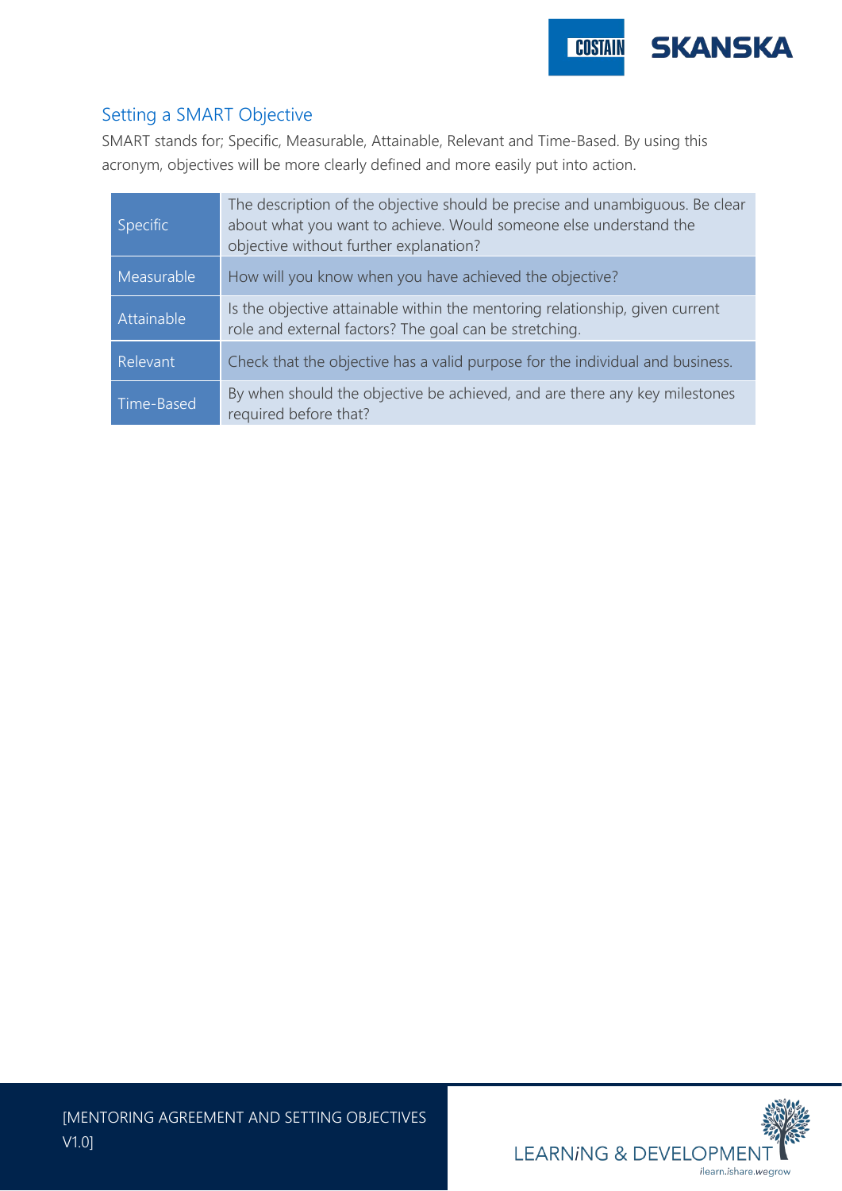## Setting a SMART Objective

SMART stands for; Specific, Measurable, Attainable, Relevant and Time-Based. By using this acronym, objectives will be more clearly defined and more easily put into action.

| | |
|---|---|
| Specific | The description of the objective should be precise and unambiguous. Be clear about what you want to achieve. Would someone else understand the objective without further explanation? |
| Measurable | How will you know when you have achieved the objective? |
| Attainable | Is the objective attainable within the mentoring relationship, given current role and external factors? The goal can be stretching. |
| Relevant | Check that the objective has a valid purpose for the individual and business. |
| Time-Based | By when should the objective be achieved, and are there any key milestones required before that? |